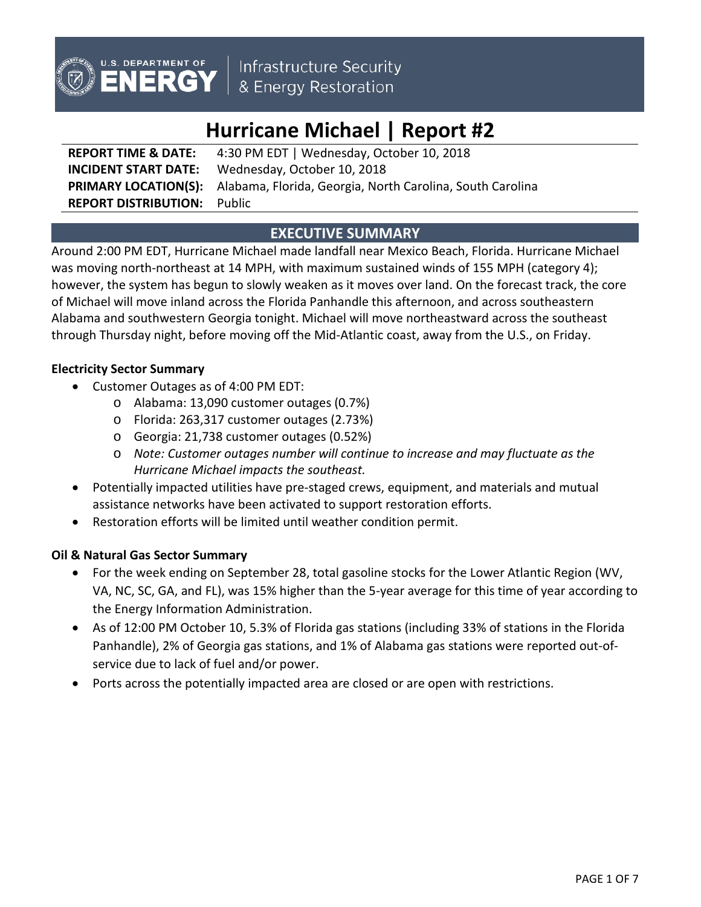U.S. DEPARTMENT OF **ENERGY** | Infrastructure Security & Energy Restoration

# Hurricane Michael | Report #2

**REPORT TIME & DATE:** 4:30 PM EDT | Wednesday, October 10, 2018
**INCIDENT START DATE:** Wednesday, October 10, 2018
**PRIMARY LOCATION(S):** Alabama, Florida, Georgia, North Carolina, South Carolina
**REPORT DISTRIBUTION:** Public

## EXECUTIVE SUMMARY

Around 2:00 PM EDT, Hurricane Michael made landfall near Mexico Beach, Florida. Hurricane Michael was moving north-northeast at 14 MPH, with maximum sustained winds of 155 MPH (category 4); however, the system has begun to slowly weaken as it moves over land. On the forecast track, the core of Michael will move inland across the Florida Panhandle this afternoon, and across southeastern Alabama and southwestern Georgia tonight. Michael will move northeastward across the southeast through Thursday night, before moving off the Mid-Atlantic coast, away from the U.S., on Friday.

### Electricity Sector Summary

- Customer Outages as of 4:00 PM EDT:
  - Alabama: 13,090 customer outages (0.7%)
  - Florida: 263,317 customer outages (2.73%)
  - Georgia: 21,738 customer outages (0.52%)
  - *Note: Customer outages number will continue to increase and may fluctuate as the Hurricane Michael impacts the southeast.*
- Potentially impacted utilities have pre-staged crews, equipment, and materials and mutual assistance networks have been activated to support restoration efforts.
- Restoration efforts will be limited until weather condition permit.

### Oil & Natural Gas Sector Summary

- For the week ending on September 28, total gasoline stocks for the Lower Atlantic Region (WV, VA, NC, SC, GA, and FL), was 15% higher than the 5-year average for this time of year according to the Energy Information Administration.
- As of 12:00 PM October 10, 5.3% of Florida gas stations (including 33% of stations in the Florida Panhandle), 2% of Georgia gas stations, and 1% of Alabama gas stations were reported out-of-service due to lack of fuel and/or power.
- Ports across the potentially impacted area are closed or are open with restrictions.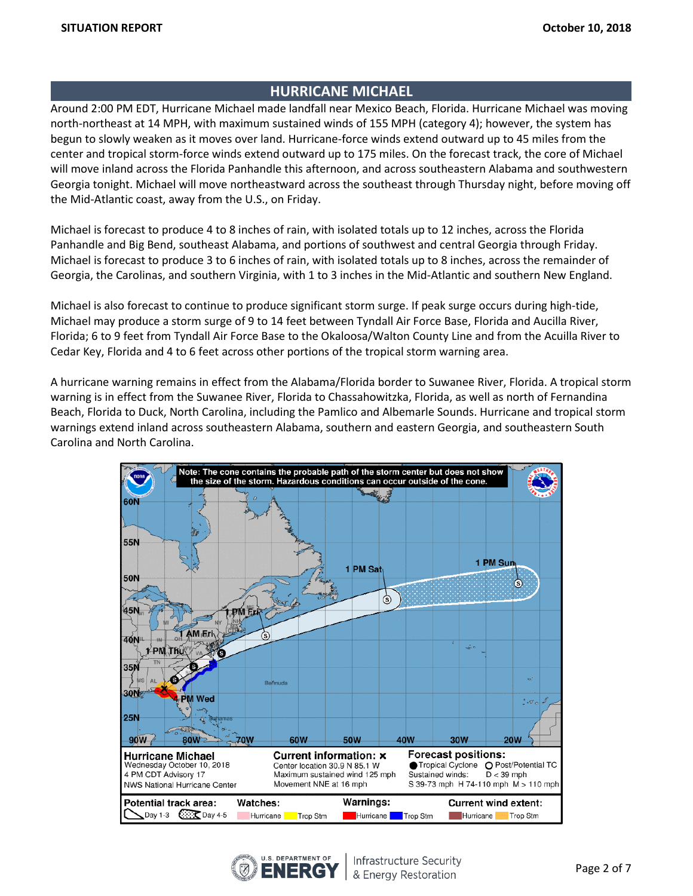## HURRICANE MICHAEL

Around 2:00 PM EDT, Hurricane Michael made landfall near Mexico Beach, Florida. Hurricane Michael was moving north-northeast at 14 MPH, with maximum sustained winds of 155 MPH (category 4); however, the system has begun to slowly weaken as it moves over land. Hurricane-force winds extend outward up to 45 miles from the center and tropical storm-force winds extend outward up to 175 miles. On the forecast track, the core of Michael will move inland across the Florida Panhandle this afternoon, and across southeastern Alabama and southwestern Georgia tonight. Michael will move northeastward across the southeast through Thursday night, before moving off the Mid-Atlantic coast, away from the U.S., on Friday.

Michael is forecast to produce 4 to 8 inches of rain, with isolated totals up to 12 inches, across the Florida Panhandle and Big Bend, southeast Alabama, and portions of southwest and central Georgia through Friday. Michael is forecast to produce 3 to 6 inches of rain, with isolated totals up to 8 inches, across the remainder of Georgia, the Carolinas, and southern Virginia, with 1 to 3 inches in the Mid-Atlantic and southern New England.

Michael is also forecast to continue to produce significant storm surge. If peak surge occurs during high-tide, Michael may produce a storm surge of 9 to 14 feet between Tyndall Air Force Base, Florida and Aucilla River, Florida; 6 to 9 feet from Tyndall Air Force Base to the Okaloosa/Walton County Line and from the Acuilla River to Cedar Key, Florida and 4 to 6 feet across other portions of the tropical storm warning area.

A hurricane warning remains in effect from the Alabama/Florida border to Suwanee River, Florida. A tropical storm warning is in effect from the Suwanee River, Florida to Chassahowitzka, Florida, as well as north of Fernandina Beach, Florida to Duck, North Carolina, including the Pamlico and Albemarle Sounds. Hurricane and tropical storm warnings extend inland across southeastern Alabama, southern and eastern Georgia, and southeastern South Carolina and North Carolina.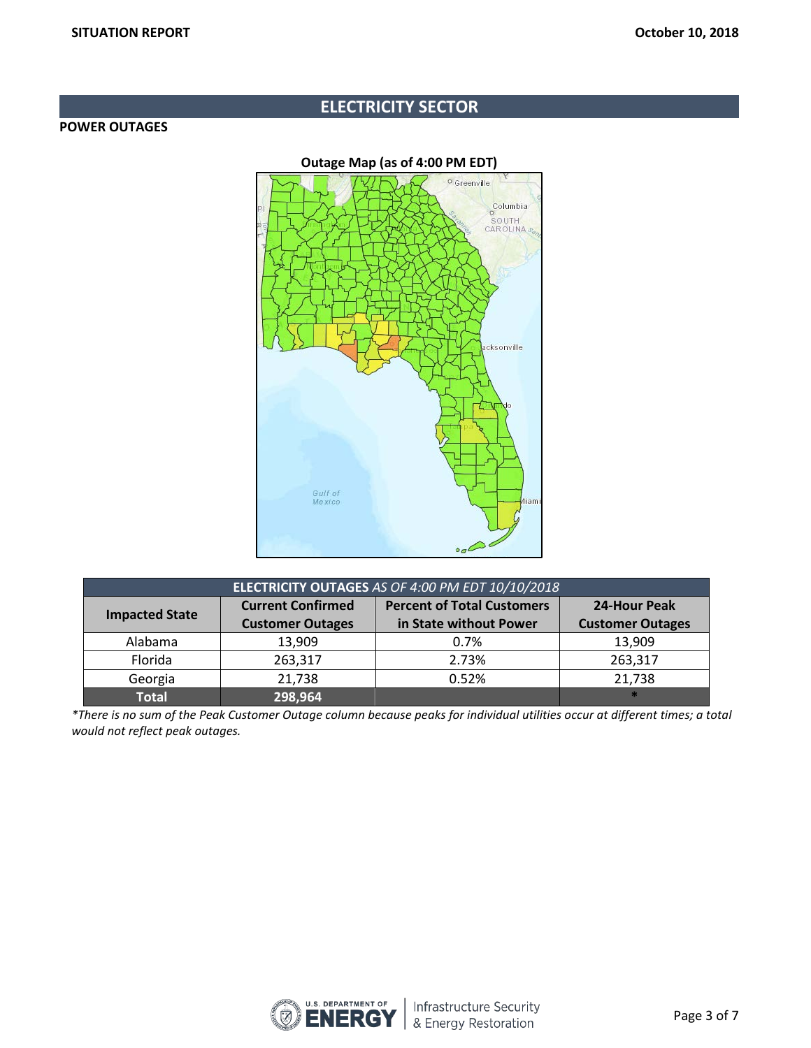## ELECTRICITY SECTOR

**POWER OUTAGES**

**Outage Map (as of 4:00 PM EDT)**

| **ELECTRICITY OUTAGES** *AS OF 4:00 PM EDT 10/10/2018* | | | |
|---|---|---|---|
| **Impacted State** | **Current Confirmed Customer Outages** | **Percent of Total Customers in State without Power** | **24-Hour Peak Customer Outages** |
| Alabama | 13,909 | 0.7% | 13,909 |
| Florida | 263,317 | 2.73% | 263,317 |
| Georgia | 21,738 | 0.52% | 21,738 |
| **Total** | **298,964** | | * |

*\*There is no sum of the Peak Customer Outage column because peaks for individual utilities occur at different times; a total would not reflect peak outages.*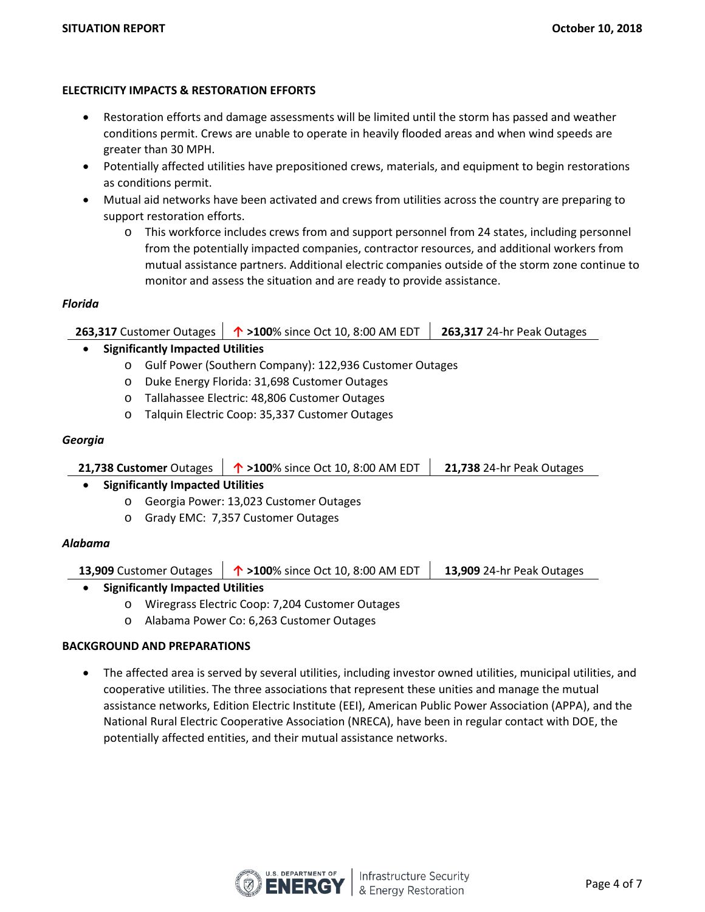## ELECTRICITY IMPACTS & RESTORATION EFFORTS

- Restoration efforts and damage assessments will be limited until the storm has passed and weather conditions permit. Crews are unable to operate in heavily flooded areas and when wind speeds are greater than 30 MPH.
- Potentially affected utilities have prepositioned crews, materials, and equipment to begin restorations as conditions permit.
- Mutual aid networks have been activated and crews from utilities across the country are preparing to support restoration efforts.
    - This workforce includes crews from and support personnel from 24 states, including personnel from the potentially impacted companies, contractor resources, and additional workers from mutual assistance partners. Additional electric companies outside of the storm zone continue to monitor and assess the situation and are ready to provide assistance.

### *Florida*

| **263,317** Customer Outages | ↑ **>100**% since Oct 10, 8:00 AM EDT | **263,317** 24-hr Peak Outages |
|---|---|---|

- **Significantly Impacted Utilities**
    - Gulf Power (Southern Company): 122,936 Customer Outages
    - Duke Energy Florida: 31,698 Customer Outages
    - Tallahassee Electric: 48,806 Customer Outages
    - Talquin Electric Coop: 35,337 Customer Outages

### *Georgia*

| **21,738 Customer** Outages | ↑ **>100**% since Oct 10, 8:00 AM EDT | **21,738** 24-hr Peak Outages |
|---|---|---|

- **Significantly Impacted Utilities**
    - Georgia Power: 13,023 Customer Outages
    - Grady EMC: 7,357 Customer Outages

### *Alabama*

| **13,909** Customer Outages | ↑ **>100**% since Oct 10, 8:00 AM EDT | **13,909** 24-hr Peak Outages |
|---|---|---|

- **Significantly Impacted Utilities**
    - Wiregrass Electric Coop: 7,204 Customer Outages
    - Alabama Power Co: 6,263 Customer Outages

## BACKGROUND AND PREPARATIONS

- The affected area is served by several utilities, including investor owned utilities, municipal utilities, and cooperative utilities. The three associations that represent these unities and manage the mutual assistance networks, Edition Electric Institute (EEI), American Public Power Association (APPA), and the National Rural Electric Cooperative Association (NRECA), have been in regular contact with DOE, the potentially affected entities, and their mutual assistance networks.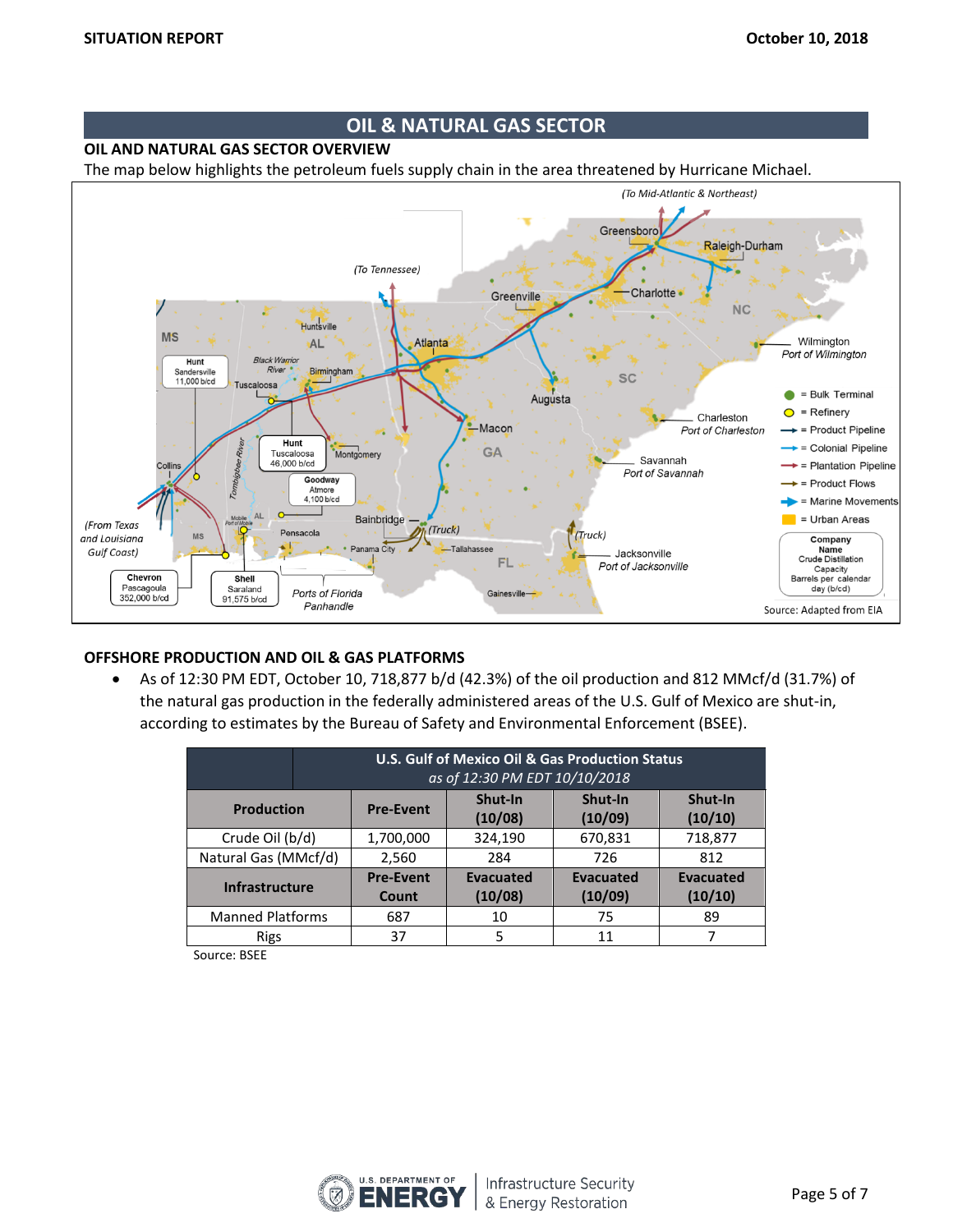# OIL & NATURAL GAS SECTOR

## OIL AND NATURAL GAS SECTOR OVERVIEW

The map below highlights the petroleum fuels supply chain in the area threatened by Hurricane Michael.

## OFFSHORE PRODUCTION AND OIL & GAS PLATFORMS

- As of 12:30 PM EDT, October 10, 718,877 b/d (42.3%) of the oil production and 812 MMcf/d (31.7%) of the natural gas production in the federally administered areas of the U.S. Gulf of Mexico are shut-in, according to estimates by the Bureau of Safety and Environmental Enforcement (BSEE).

| U.S. Gulf of Mexico Oil & Gas Production Status *as of 12:30 PM EDT 10/10/2018* | | | | |
|---|---|---|---|---|
| **Production** | **Pre-Event** | **Shut-In (10/08)** | **Shut-In (10/09)** | **Shut-In (10/10)** |
| Crude Oil (b/d) | 1,700,000 | 324,190 | 670,831 | 718,877 |
| Natural Gas (MMcf/d) | 2,560 | 284 | 726 | 812 |
| **Infrastructure** | **Pre-Event Count** | **Evacuated (10/08)** | **Evacuated (10/09)** | **Evacuated (10/10)** |
| Manned Platforms | 687 | 10 | 75 | 89 |
| Rigs | 37 | 5 | 11 | 7 |

Source: BSEE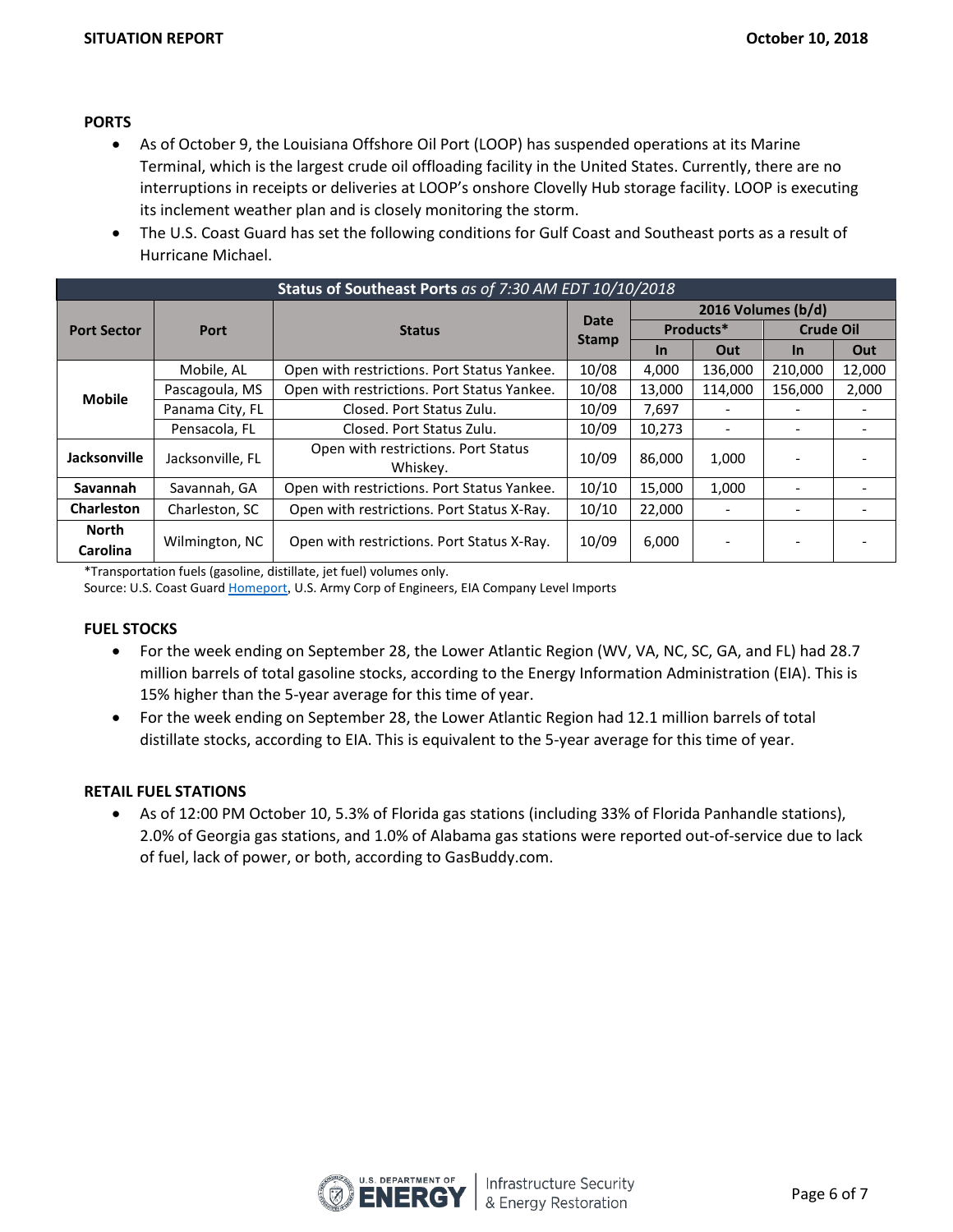**PORTS**

- As of October 9, the Louisiana Offshore Oil Port (LOOP) has suspended operations at its Marine Terminal, which is the largest crude oil offloading facility in the United States. Currently, there are no interruptions in receipts or deliveries at LOOP's onshore Clovelly Hub storage facility. LOOP is executing its inclement weather plan and is closely monitoring the storm.
- The U.S. Coast Guard has set the following conditions for Gulf Coast and Southeast ports as a result of Hurricane Michael.

**Status of Southeast Ports** *as of 7:30 AM EDT 10/10/2018*

| Port Sector | Port | Status | Date Stamp | 2016 Volumes (b/d) | | | |
|---|---|---|---|---|---|---|---|
| | | | | Products* | | Crude Oil | |
| | | | | In | Out | In | Out |
| Mobile | Mobile, AL | Open with restrictions. Port Status Yankee. | 10/08 | 4,000 | 136,000 | 210,000 | 12,000 |
| | Pascagoula, MS | Open with restrictions. Port Status Yankee. | 10/08 | 13,000 | 114,000 | 156,000 | 2,000 |
| | Panama City, FL | Closed. Port Status Zulu. | 10/09 | 7,697 | - | - | - |
| | Pensacola, FL | Closed. Port Status Zulu. | 10/09 | 10,273 | - | - | - |
| Jacksonville | Jacksonville, FL | Open with restrictions. Port Status Whiskey. | 10/09 | 86,000 | 1,000 | - | - |
| Savannah | Savannah, GA | Open with restrictions. Port Status Yankee. | 10/10 | 15,000 | 1,000 | - | - |
| Charleston | Charleston, SC | Open with restrictions. Port Status X-Ray. | 10/10 | 22,000 | - | - | - |
| North Carolina | Wilmington, NC | Open with restrictions. Port Status X-Ray. | 10/09 | 6,000 | - | - | - |

*Transportation fuels (gasoline, distillate, jet fuel) volumes only.
Source: U.S. Coast Guard Homeport, U.S. Army Corp of Engineers, EIA Company Level Imports

**FUEL STOCKS**

- For the week ending on September 28, the Lower Atlantic Region (WV, VA, NC, SC, GA, and FL) had 28.7 million barrels of total gasoline stocks, according to the Energy Information Administration (EIA). This is 15% higher than the 5-year average for this time of year.
- For the week ending on September 28, the Lower Atlantic Region had 12.1 million barrels of total distillate stocks, according to EIA. This is equivalent to the 5-year average for this time of year.

**RETAIL FUEL STATIONS**

- As of 12:00 PM October 10, 5.3% of Florida gas stations (including 33% of Florida Panhandle stations), 2.0% of Georgia gas stations, and 1.0% of Alabama gas stations were reported out-of-service due to lack of fuel, lack of power, or both, according to GasBuddy.com.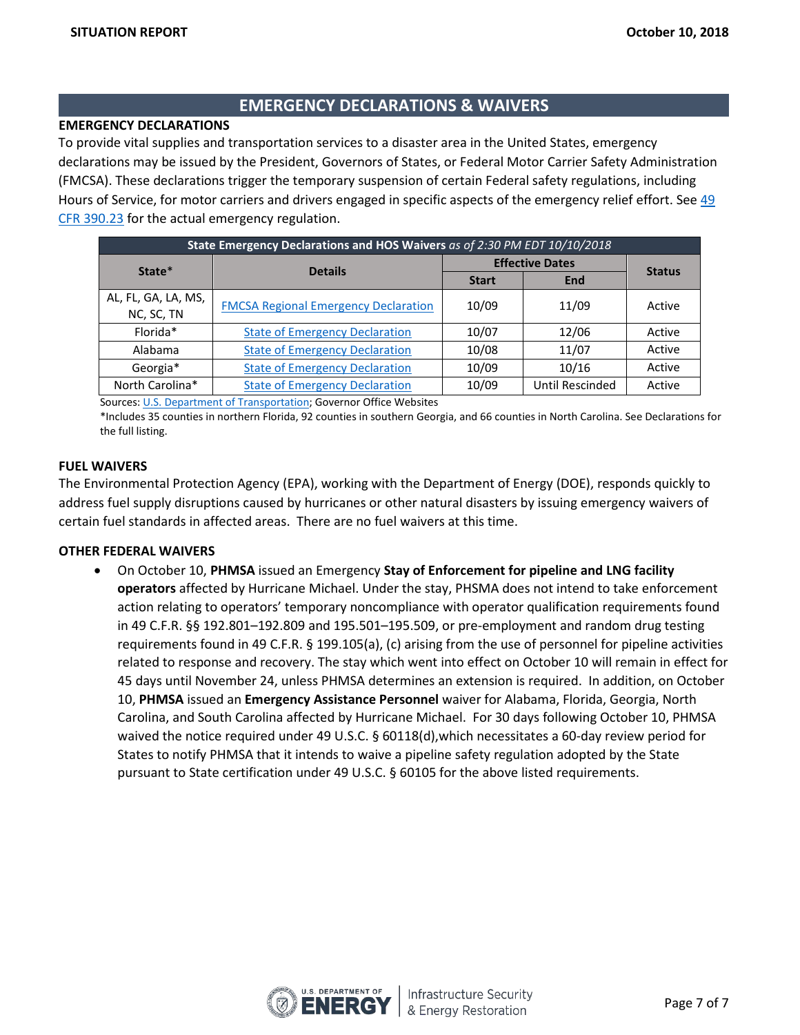## EMERGENCY DECLARATIONS & WAIVERS

**EMERGENCY DECLARATIONS**

To provide vital supplies and transportation services to a disaster area in the United States, emergency declarations may be issued by the President, Governors of States, or Federal Motor Carrier Safety Administration (FMCSA). These declarations trigger the temporary suspension of certain Federal safety regulations, including Hours of Service, for motor carriers and drivers engaged in specific aspects of the emergency relief effort. See 49 CFR 390.23 for the actual emergency regulation.

**State Emergency Declarations and HOS Waivers** *as of 2:30 PM EDT 10/10/2018*

| State* | Details | Effective Dates | | Status |
|---|---|---|---|---|
| | | Start | End | |
| AL, FL, GA, LA, MS, NC, SC, TN | FMCSA Regional Emergency Declaration | 10/09 | 11/09 | Active |
| Florida* | State of Emergency Declaration | 10/07 | 12/06 | Active |
| Alabama | State of Emergency Declaration | 10/08 | 11/07 | Active |
| Georgia* | State of Emergency Declaration | 10/09 | 10/16 | Active |
| North Carolina* | State of Emergency Declaration | 10/09 | Until Rescinded | Active |

Sources: U.S. Department of Transportation; Governor Office Websites

*Includes 35 counties in northern Florida, 92 counties in southern Georgia, and 66 counties in North Carolina. See Declarations for the full listing.

**FUEL WAIVERS**

The Environmental Protection Agency (EPA), working with the Department of Energy (DOE), responds quickly to address fuel supply disruptions caused by hurricanes or other natural disasters by issuing emergency waivers of certain fuel standards in affected areas. There are no fuel waivers at this time.

**OTHER FEDERAL WAIVERS**

- On October 10, **PHMSA** issued an Emergency **Stay of Enforcement for pipeline and LNG facility operators** affected by Hurricane Michael. Under the stay, PHSMA does not intend to take enforcement action relating to operators' temporary noncompliance with operator qualification requirements found in 49 C.F.R. §§ 192.801–192.809 and 195.501–195.509, or pre-employment and random drug testing requirements found in 49 C.F.R. § 199.105(a), (c) arising from the use of personnel for pipeline activities related to response and recovery. The stay which went into effect on October 10 will remain in effect for 45 days until November 24, unless PHMSA determines an extension is required. In addition, on October 10, **PHMSA** issued an **Emergency Assistance Personnel** waiver for Alabama, Florida, Georgia, North Carolina, and South Carolina affected by Hurricane Michael. For 30 days following October 10, PHMSA waived the notice required under 49 U.S.C. § 60118(d),which necessitates a 60-day review period for States to notify PHMSA that it intends to waive a pipeline safety regulation adopted by the State pursuant to State certification under 49 U.S.C. § 60105 for the above listed requirements.